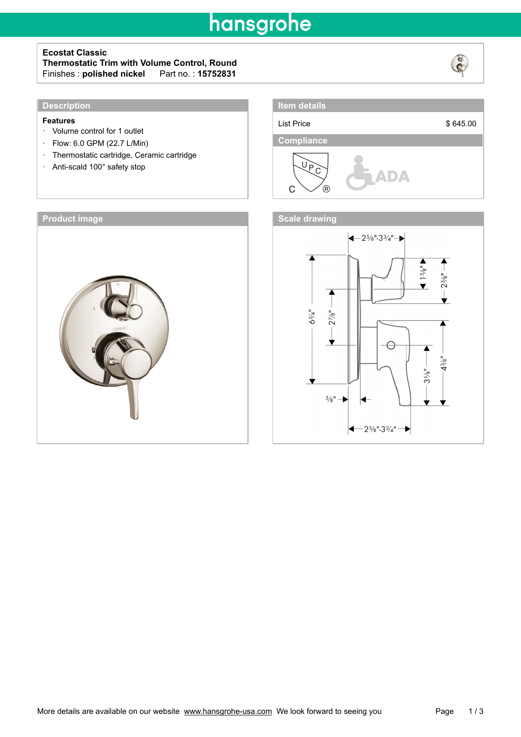# Ecostat Classic

**Thermostatic Trim with Volume Control, Round**

Finishes : **polished nickel**   Part no. : **15752831**

## Description

**Features**

- Volume control for 1 outlet
- Flow: 6.0 GPM (22.7 L/Min)
- Thermostatic cartridge, Ceramic cartridge
- Anti-scald 100° safety stop

## Item details

| List Price | $ 645.00 |
|---|---|

## Compliance

## Product image

## Scale drawing

More details are available on our website www.hansgrohe-usa.com We look forward to seeing you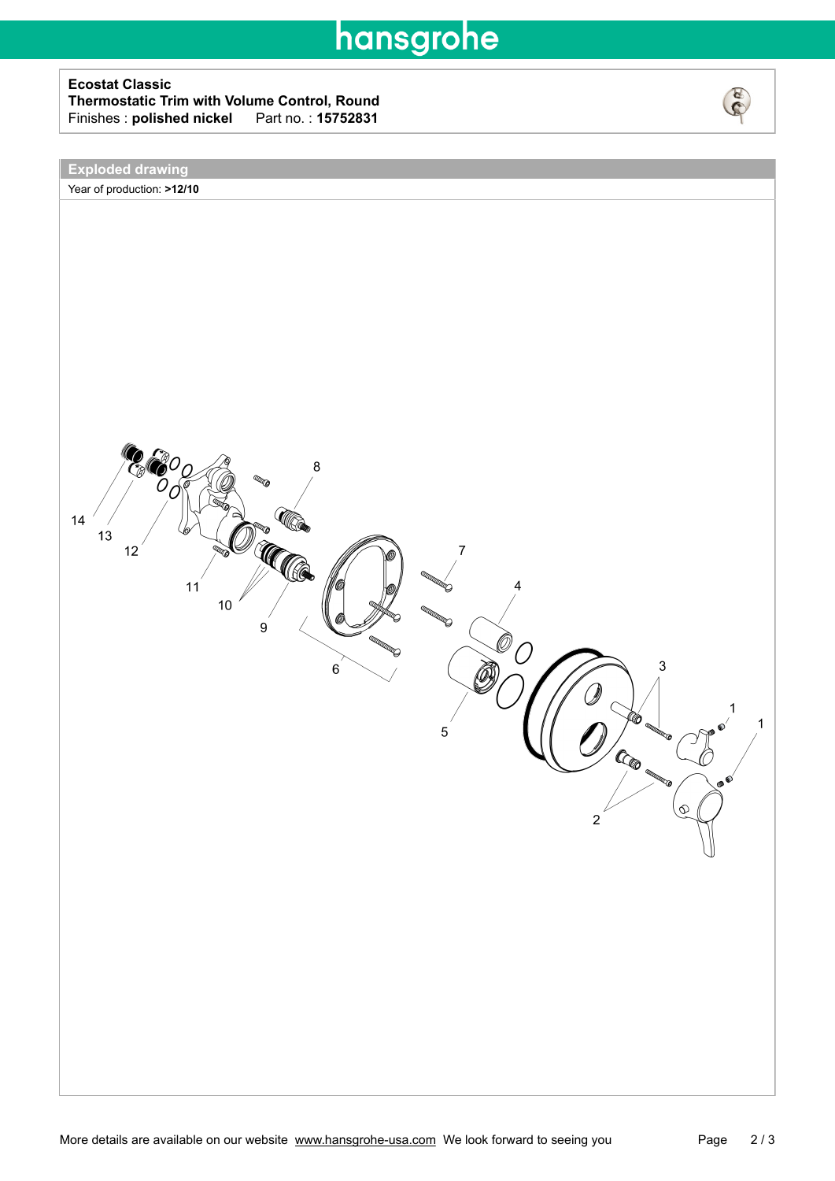**Ecostat Classic**
**Thermostatic Trim with Volume Control, Round**
Finishes : **polished nickel**    Part no. : **15752831**

## Exploded drawing

Year of production: **>12/10**

14
13
12
11
10
9
8
7
6
5
4
3
2
1
1

More details are available on our website www.hansgrohe-usa.com We look forward to seeing you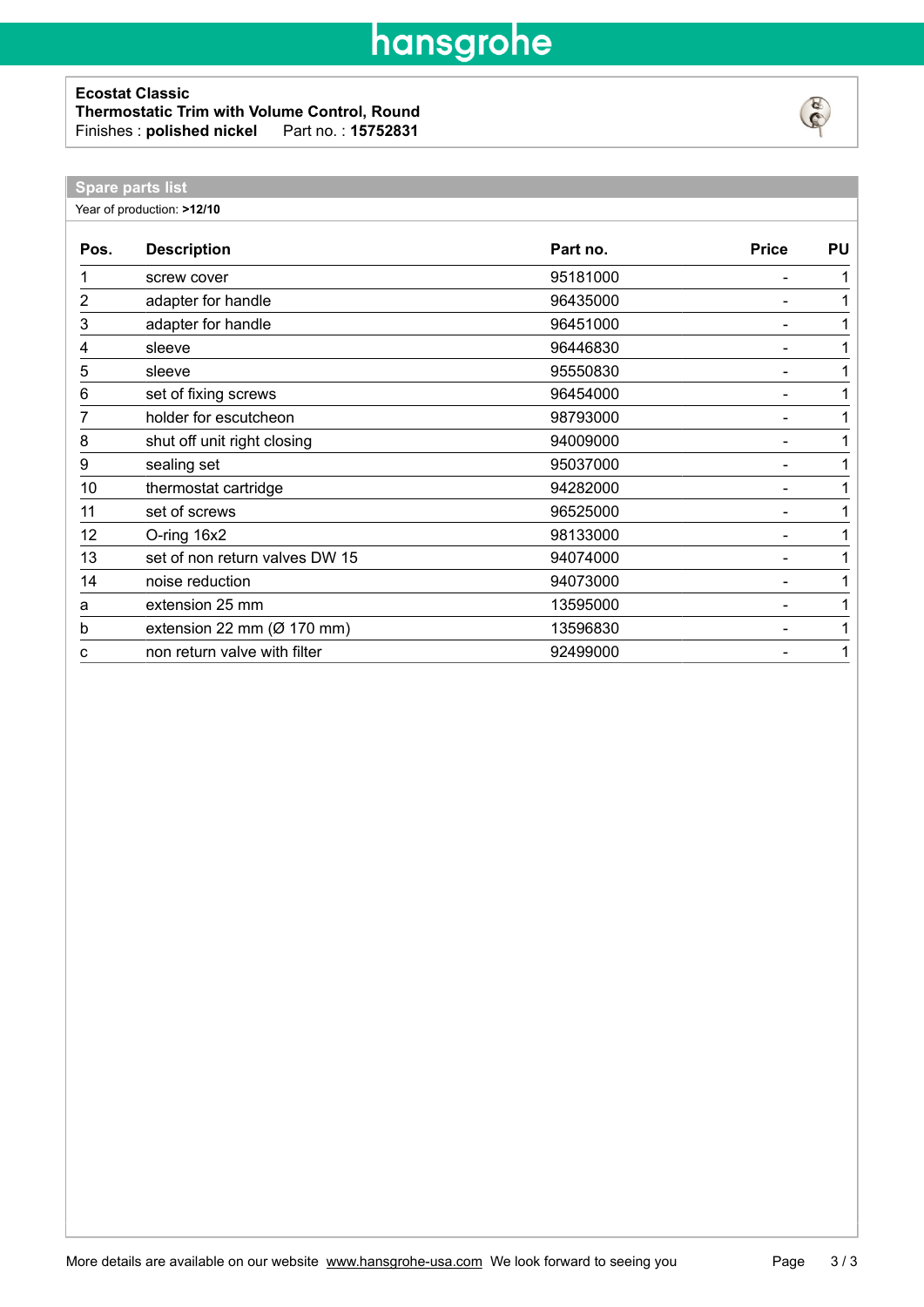hansgrohe

**Ecostat Classic**
**Thermostatic Trim with Volume Control, Round**
Finishes : **polished nickel**   Part no. : **15752831**

## Spare parts list

Year of production: **>12/10**

| Pos. | Description | Part no. | Price | PU |
|---|---|---|---|---|
| 1 | screw cover | 95181000 | - | 1 |
| 2 | adapter for handle | 96435000 | - | 1 |
| 3 | adapter for handle | 96451000 | - | 1 |
| 4 | sleeve | 96446830 | - | 1 |
| 5 | sleeve | 95550830 | - | 1 |
| 6 | set of fixing screws | 96454000 | - | 1 |
| 7 | holder for escutcheon | 98793000 | - | 1 |
| 8 | shut off unit right closing | 94009000 | - | 1 |
| 9 | sealing set | 95037000 | - | 1 |
| 10 | thermostat cartridge | 94282000 | - | 1 |
| 11 | set of screws | 96525000 | - | 1 |
| 12 | O-ring 16x2 | 98133000 | - | 1 |
| 13 | set of non return valves DW 15 | 94074000 | - | 1 |
| 14 | noise reduction | 94073000 | - | 1 |
| a | extension 25 mm | 13595000 | - | 1 |
| b | extension 22 mm (Ø 170 mm) | 13596830 | - | 1 |
| c | non return valve with filter | 92499000 | - | 1 |

More details are available on our website www.hansgrohe-usa.com We look forward to seeing you